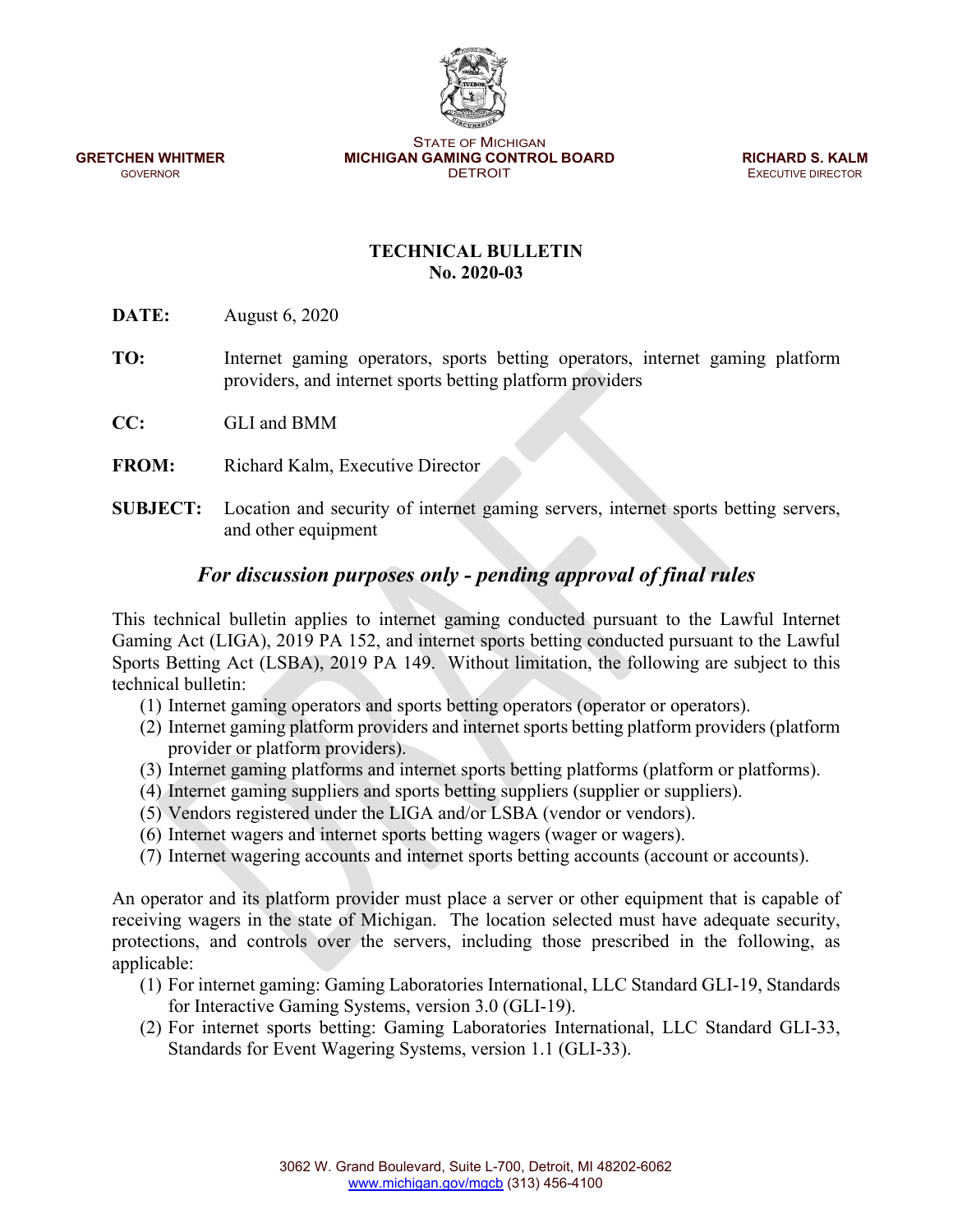GRETCHEN WHITMER
GOVERNOR

STATE OF MICHIGAN
**MICHIGAN GAMING CONTROL BOARD**
DETROIT

RICHARD S. KALM
EXECUTIVE DIRECTOR

**TECHNICAL BULLETIN**
**No. 2020-03**

**DATE:** August 6, 2020

**TO:** Internet gaming operators, sports betting operators, internet gaming platform providers, and internet sports betting platform providers

**CC:** GLI and BMM

**FROM:** Richard Kalm, Executive Director

**SUBJECT:** Location and security of internet gaming servers, internet sports betting servers, and other equipment

## *For discussion purposes only - pending approval of final rules*

This technical bulletin applies to internet gaming conducted pursuant to the Lawful Internet Gaming Act (LIGA), 2019 PA 152, and internet sports betting conducted pursuant to the Lawful Sports Betting Act (LSBA), 2019 PA 149. Without limitation, the following are subject to this technical bulletin:

(1) Internet gaming operators and sports betting operators (operator or operators).
(2) Internet gaming platform providers and internet sports betting platform providers (platform provider or platform providers).
(3) Internet gaming platforms and internet sports betting platforms (platform or platforms).
(4) Internet gaming suppliers and sports betting suppliers (supplier or suppliers).
(5) Vendors registered under the LIGA and/or LSBA (vendor or vendors).
(6) Internet wagers and internet sports betting wagers (wager or wagers).
(7) Internet wagering accounts and internet sports betting accounts (account or accounts).

An operator and its platform provider must place a server or other equipment that is capable of receiving wagers in the state of Michigan. The location selected must have adequate security, protections, and controls over the servers, including those prescribed in the following, as applicable:

(1) For internet gaming: Gaming Laboratories International, LLC Standard GLI-19, Standards for Interactive Gaming Systems, version 3.0 (GLI-19).
(2) For internet sports betting: Gaming Laboratories International, LLC Standard GLI-33, Standards for Event Wagering Systems, version 1.1 (GLI-33).

3062 W. Grand Boulevard, Suite L-700, Detroit, MI 48202-6062
www.michigan.gov/mgcb (313) 456-4100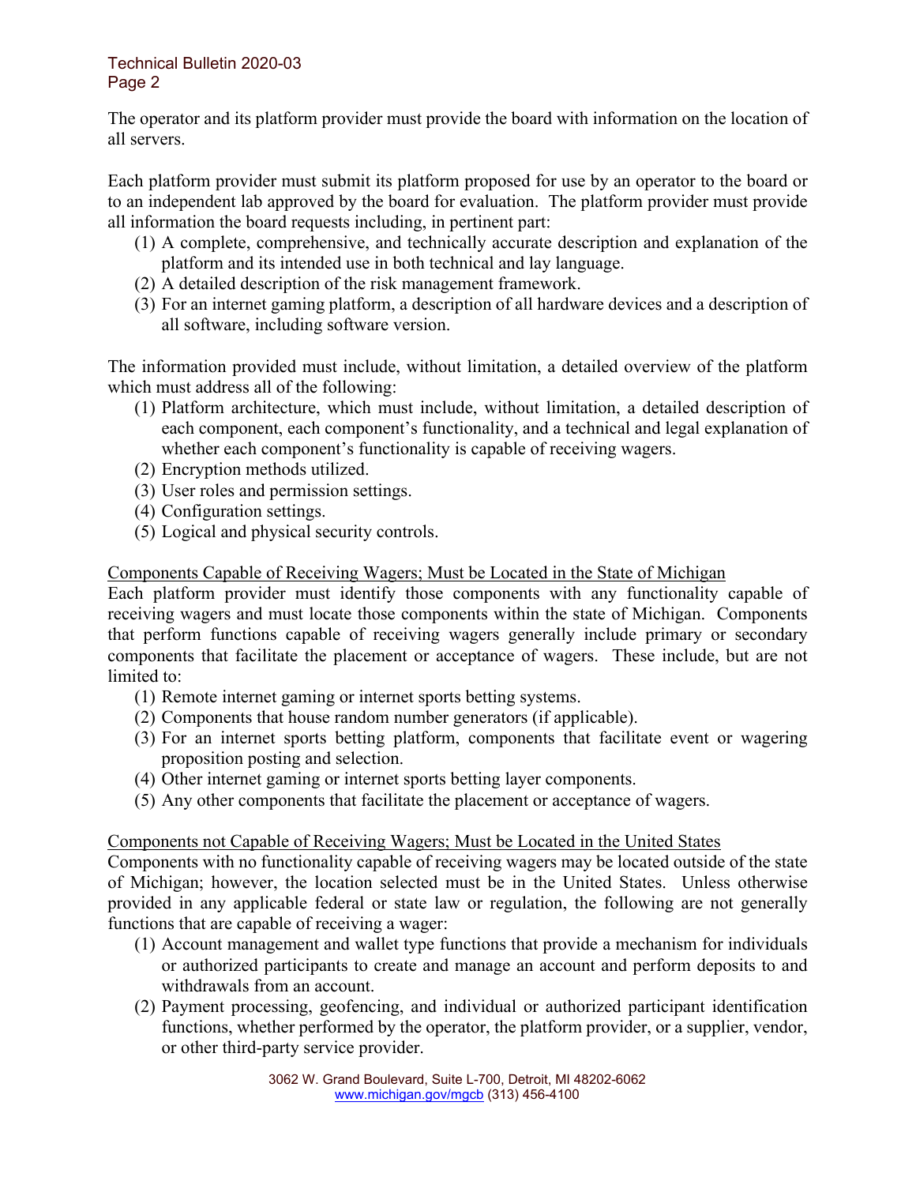The operator and its platform provider must provide the board with information on the location of all servers.

Each platform provider must submit its platform proposed for use by an operator to the board or to an independent lab approved by the board for evaluation. The platform provider must provide all information the board requests including, in pertinent part:

1. A complete, comprehensive, and technically accurate description and explanation of the platform and its intended use in both technical and lay language.
2. A detailed description of the risk management framework.
3. For an internet gaming platform, a description of all hardware devices and a description of all software, including software version.

The information provided must include, without limitation, a detailed overview of the platform which must address all of the following:

1. Platform architecture, which must include, without limitation, a detailed description of each component, each component's functionality, and a technical and legal explanation of whether each component's functionality is capable of receiving wagers.
2. Encryption methods utilized.
3. User roles and permission settings.
4. Configuration settings.
5. Logical and physical security controls.

<u>Components Capable of Receiving Wagers; Must be Located in the State of Michigan</u>

Each platform provider must identify those components with any functionality capable of receiving wagers and must locate those components within the state of Michigan. Components that perform functions capable of receiving wagers generally include primary or secondary components that facilitate the placement or acceptance of wagers. These include, but are not limited to:

1. Remote internet gaming or internet sports betting systems.
2. Components that house random number generators (if applicable).
3. For an internet sports betting platform, components that facilitate event or wagering proposition posting and selection.
4. Other internet gaming or internet sports betting layer components.
5. Any other components that facilitate the placement or acceptance of wagers.

<u>Components not Capable of Receiving Wagers; Must be Located in the United States</u>

Components with no functionality capable of receiving wagers may be located outside of the state of Michigan; however, the location selected must be in the United States. Unless otherwise provided in any applicable federal or state law or regulation, the following are not generally functions that are capable of receiving a wager:

1. Account management and wallet type functions that provide a mechanism for individuals or authorized participants to create and manage an account and perform deposits to and withdrawals from an account.
2. Payment processing, geofencing, and individual or authorized participant identification functions, whether performed by the operator, the platform provider, or a supplier, vendor, or other third-party service provider.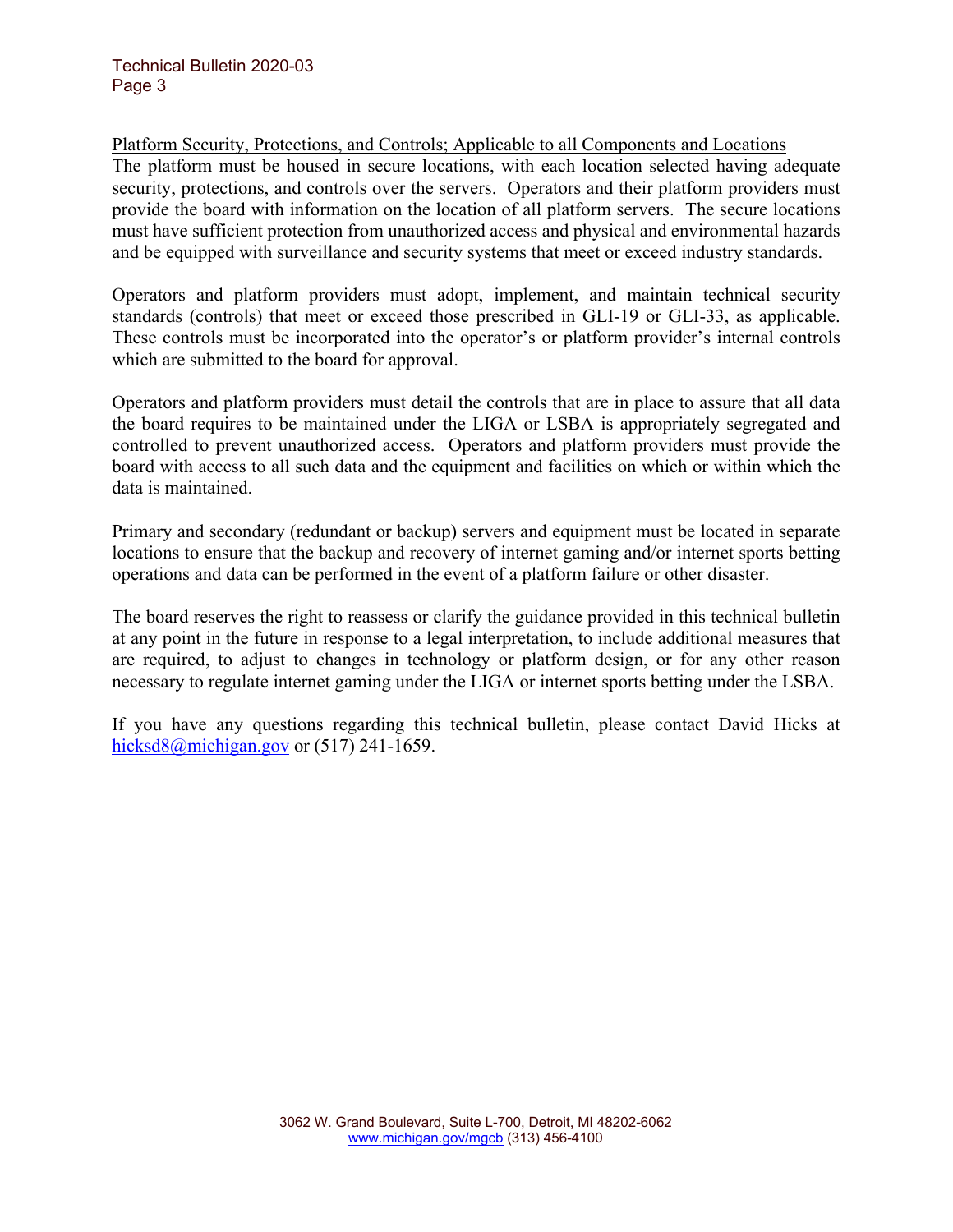Platform Security, Protections, and Controls; Applicable to all Components and Locations

The platform must be housed in secure locations, with each location selected having adequate security, protections, and controls over the servers. Operators and their platform providers must provide the board with information on the location of all platform servers. The secure locations must have sufficient protection from unauthorized access and physical and environmental hazards and be equipped with surveillance and security systems that meet or exceed industry standards.

Operators and platform providers must adopt, implement, and maintain technical security standards (controls) that meet or exceed those prescribed in GLI-19 or GLI-33, as applicable. These controls must be incorporated into the operator's or platform provider's internal controls which are submitted to the board for approval.

Operators and platform providers must detail the controls that are in place to assure that all data the board requires to be maintained under the LIGA or LSBA is appropriately segregated and controlled to prevent unauthorized access. Operators and platform providers must provide the board with access to all such data and the equipment and facilities on which or within which the data is maintained.

Primary and secondary (redundant or backup) servers and equipment must be located in separate locations to ensure that the backup and recovery of internet gaming and/or internet sports betting operations and data can be performed in the event of a platform failure or other disaster.

The board reserves the right to reassess or clarify the guidance provided in this technical bulletin at any point in the future in response to a legal interpretation, to include additional measures that are required, to adjust to changes in technology or platform design, or for any other reason necessary to regulate internet gaming under the LIGA or internet sports betting under the LSBA.

If you have any questions regarding this technical bulletin, please contact David Hicks at hicksd8@michigan.gov or (517) 241-1659.